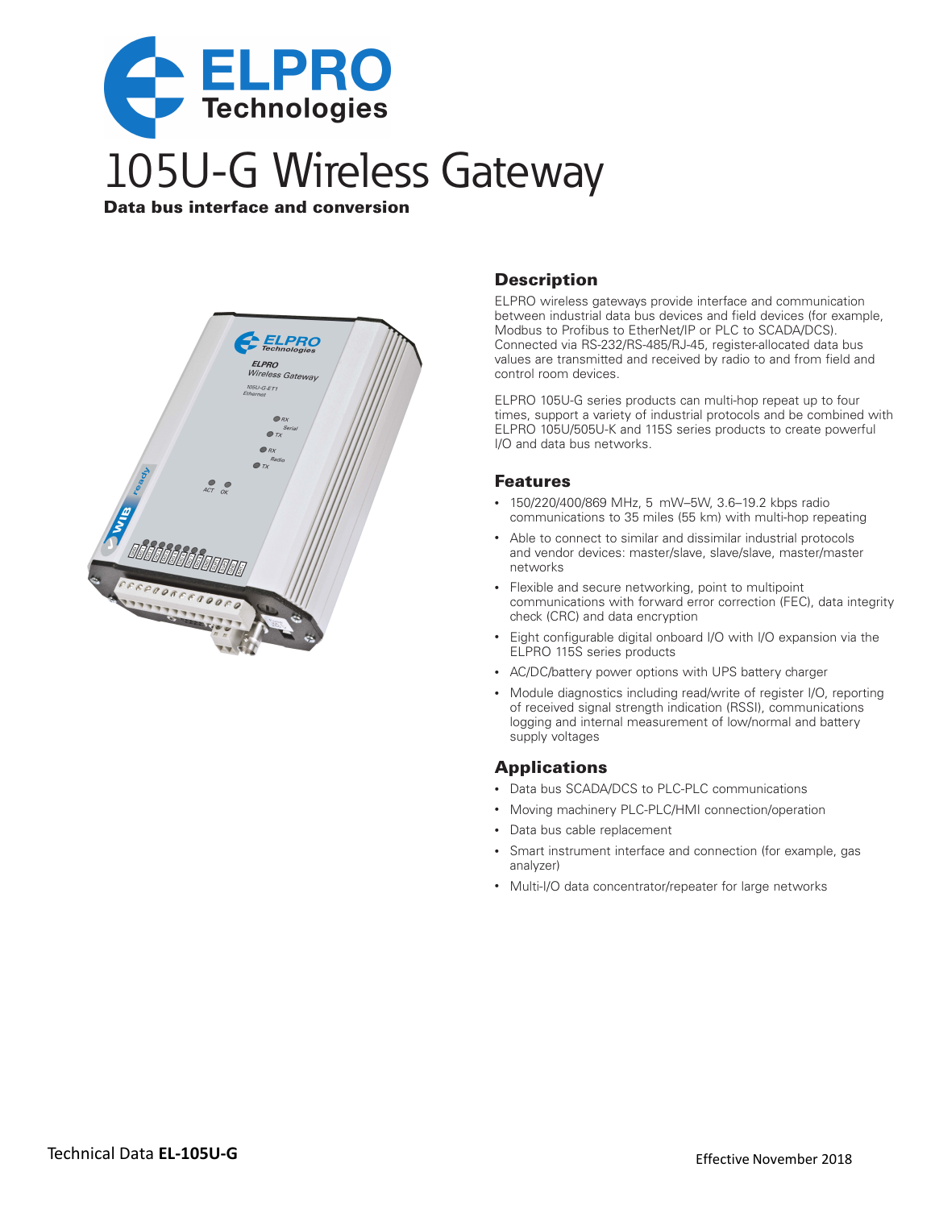# 105U-G Wireless Gateway

**Data bus interface and conversion**

## Description

ELPRO wireless gateways provide interface and communication between industrial data bus devices and field devices (for example, Modbus to Profibus to EtherNet/IP or PLC to SCADA/DCS). Connected via RS-232/RS-485/RJ-45, register-allocated data bus values are transmitted and received by radio to and from field and control room devices.

ELPRO 105U-G series products can multi-hop repeat up to four times, support a variety of industrial protocols and be combined with ELPRO 105U/505U-K and 115S series products to create powerful I/O and data bus networks.

## Features

- 150/220/400/869 MHz, 5 mW–5W, 3.6–19.2 kbps radio communications to 35 miles (55 km) with multi-hop repeating
- Able to connect to similar and dissimilar industrial protocols and vendor devices: master/slave, slave/slave, master/master networks
- Flexible and secure networking, point to multipoint communications with forward error correction (FEC), data integrity check (CRC) and data encryption
- Eight configurable digital onboard I/O with I/O expansion via the ELPRO 115S series products
- AC/DC/battery power options with UPS battery charger
- Module diagnostics including read/write of register I/O, reporting of received signal strength indication (RSSI), communications logging and internal measurement of low/normal and battery supply voltages

## Applications

- Data bus SCADA/DCS to PLC-PLC communications
- Moving machinery PLC-PLC/HMI connection/operation
- Data bus cable replacement
- Smart instrument interface and connection (for example, gas analyzer)
- Multi-I/O data concentrator/repeater for large networks

Technical Data **EL-105U-G**

Effective November 2018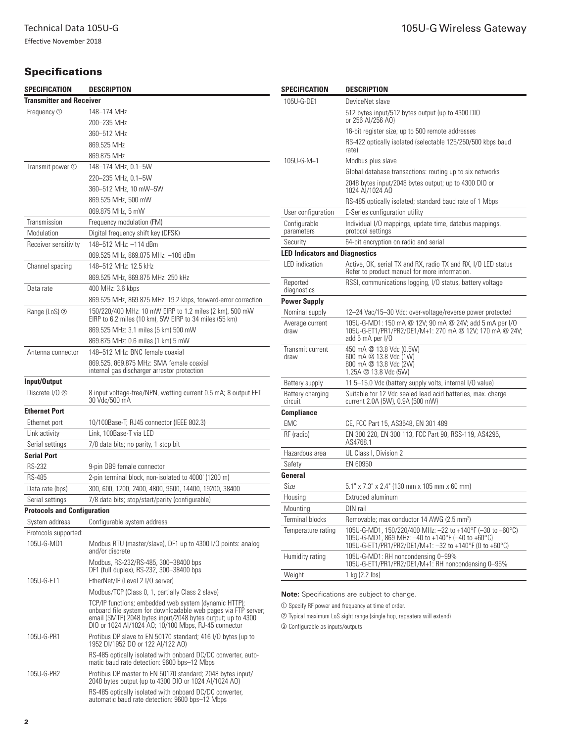## Specifications

| SPECIFICATION | DESCRIPTION |
|---|---|
| **Transmitter and Receiver** | |
| Frequency ① | 148–174 MHz |
| | 200–235 MHz |
| | 360–512 MHz |
| | 869.525 MHz |
| | 869.875 MHz |
| Transmit power ① | 148–174 MHz, 0.1–5W |
| | 220–235 MHz, 0.1–5W |
| | 360–512 MHz, 10 mW–5W |
| | 869.525 MHz, 500 mW |
| | 869.875 MHz, 5 mW |
| Transmission | Frequency modulation (FM) |
| Modulation | Digital frequency shift key (DFSK) |
| Receiver sensitivity | 148–512 MHz: –114 dBm |
| | 869.525 MHz, 869.875 MHz: –106 dBm |
| Channel spacing | 148–512 MHz: 12.5 kHz |
| | 869.525 MHz, 869.875 MHz: 250 kHz |
| Data rate | 400 MHz: 3.6 kbps |
| | 869.525 MHz, 869.875 MHz: 19.2 kbps, forward-error correction |
| Range (LoS) ② | 150/220/400 MHz: 10 mW EIRP to 1.2 miles (2 km), 500 mW EIRP to 6.2 miles (10 km), 5W EIRP to 34 miles (55 km) |
| | 869.525 MHz: 3.1 miles (5 km) 500 mW |
| | 869.875 MHz: 0.6 miles (1 km) 5 mW |
| Antenna connector | 148–512 MHz: BNC female coaxial |
| | 869.525, 869.875 MHz: SMA female coaxial internal gas discharger arrestor protection |
| **Input/Output** | |
| Discrete I/O ③ | 8 input voltage-free/NPN, wetting current 0.5 mA; 8 output FET 30 Vdc/500 mA |
| **Ethernet Port** | |
| Ethernet port | 10/100Base-T; RJ45 connector (IEEE 802.3) |
| Link activity | Link, 100Base-T via LED |
| Serial settings | 7/8 data bits; no parity, 1 stop bit |
| **Serial Port** | |
| RS-232 | 9-pin DB9 female connector |
| RS-485 | 2-pin terminal block, non-isolated to 4000' (1200 m) |
| Data rate (bps) | 300, 600, 1200, 2400, 4800, 9600, 14400, 19200, 38400 |
| Serial settings | 7/8 data bits; stop/start/parity (configurable) |
| **Protocols and Configuration** | |
| System address | Configurable system address |
| Protocols supported: | |
| 105U-G-MD1 | Modbus RTU (master/slave), DF1 up to 4300 I/O points: analog and/or discrete |
| | Modbus, RS-232/RS-485, 300–38400 bps DF1 (full duplex), RS-232, 300–38400 bps |
| 105U-G-ET1 | EtherNet/IP (Level 2 I/O server) |
| | Modbus/TCP (Class 0, 1, partially Class 2 slave) |
| | TCP/IP functions; embedded web system (dynamic HTTP); onboard file system for downloadable web pages via FTP server; email (SMTP) 2048 bytes input/2048 bytes output; up to 4300 DIO or 1024 AI/1024 AO; 10/100 Mbps, RJ-45 connector |
| 105U-G-PR1 | Profibus DP slave to EN 50170 standard; 416 I/O bytes (up to 1952 DI/1952 DO or 122 AI/122 AO) |
| | RS-485 optically isolated with onboard DC/DC converter, automatic baud rate detection: 9600 bps–12 Mbps |
| 105U-G-PR2 | Profibus DP master to EN 50170 standard; 2048 bytes input/ 2048 bytes output (up to 4300 DIO or 1024 AI/1024 AO) |
| | RS-485 optically isolated with onboard DC/DC converter, automatic baud rate detection: 9600 bps–12 Mbps |
| 105U-G-DE1 | DeviceNet slave |
| | 512 bytes input/512 bytes output (up to 4300 DIO or 256 AI/256 AO) |
| | 16-bit register size; up to 500 remote addresses |
| | RS-422 optically isolated (selectable 125/250/500 kbps baud rate) |
| 105U-G-M+1 | Modbus plus slave |
| | Global database transactions: routing up to six networks |
| | 2048 bytes input/2048 bytes output; up to 4300 DIO or 1024 AI/1024 AO |
| | RS-485 optically isolated; standard baud rate of 1 Mbps |
| User configuration | E-Series configuration utility |
| Configurable parameters | Individual I/O mappings, update time, databus mappings, protocol settings |
| Security | 64-bit encryption on radio and serial |
| **LED Indicators and Diagnostics** | |
| LED indication | Active, OK, serial TX and RX, radio TX and RX, I/O LED status Refer to product manual for more information. |
| Reported diagnostics | RSSI, communications logging, I/O status, battery voltage |
| **Power Supply** | |
| Nominal supply | 12–24 Vac/15–30 Vdc: over-voltage/reverse power protected |
| Average current draw | 105U-G-MD1: 150 mA @ 12V; 90 mA @ 24V; add 5 mA per I/O 105U-G-ET1/PR1/PR2/DE1/M+1: 270 mA @ 12V; 170 mA @ 24V; add 5 mA per I/O |
| Transmit current draw | 450 mA @ 13.8 Vdc (0.5W) 600 mA @ 13.8 Vdc (1W) 800 mA @ 13.8 Vdc (2W) 1.25A @ 13.8 Vdc (5W) |
| Battery supply | 11.5–15.0 Vdc (battery supply volts, internal I/O value) |
| Battery charging circuit | Suitable for 12 Vdc sealed lead acid batteries, max. charge current 2.0A (5W), 0.9A (500 mW) |
| **Compliance** | |
| EMC | CE, FCC Part 15, AS3548, EN 301 489 |
| RF (radio) | EN 300 220, EN 300 113, FCC Part 90, RSS-119, AS4295, AS4768.1 |
| Hazardous area | UL Class I, Division 2 |
| Safety | EN 60950 |
| **General** | |
| Size | 5.1" x 7.3" x 2.4" (130 mm x 185 mm x 60 mm) |
| Housing | Extruded aluminum |
| Mounting | DIN rail |
| Terminal blocks | Removable; max conductor 14 AWG (2.5 mm²) |
| Temperature rating | 105U-G-MD1, 150/220/400 MHz: –22 to +140°F (–30 to +60°C) 105U-G-MD1, 869 MHz: –40 to +140°F (–40 to +60°C) 105U-G-ET1/PR1/PR2/DE1/M+1: –32 to +140°F (0 to +60°C) |
| Humidity rating | 105U-G-MD1: RH noncondensing 0–99% 105U-G-ET1/PR1/PR2/DE1/M+1: RH noncondensing 0–95% |
| Weight | 1 kg (2.2 lbs) |

**Note:** Specifications are subject to change.

① Specify RF power and frequency at time of order.

② Typical maximum LoS sight range (single hop, repeaters will extend)

③ Configurable as inputs/outputs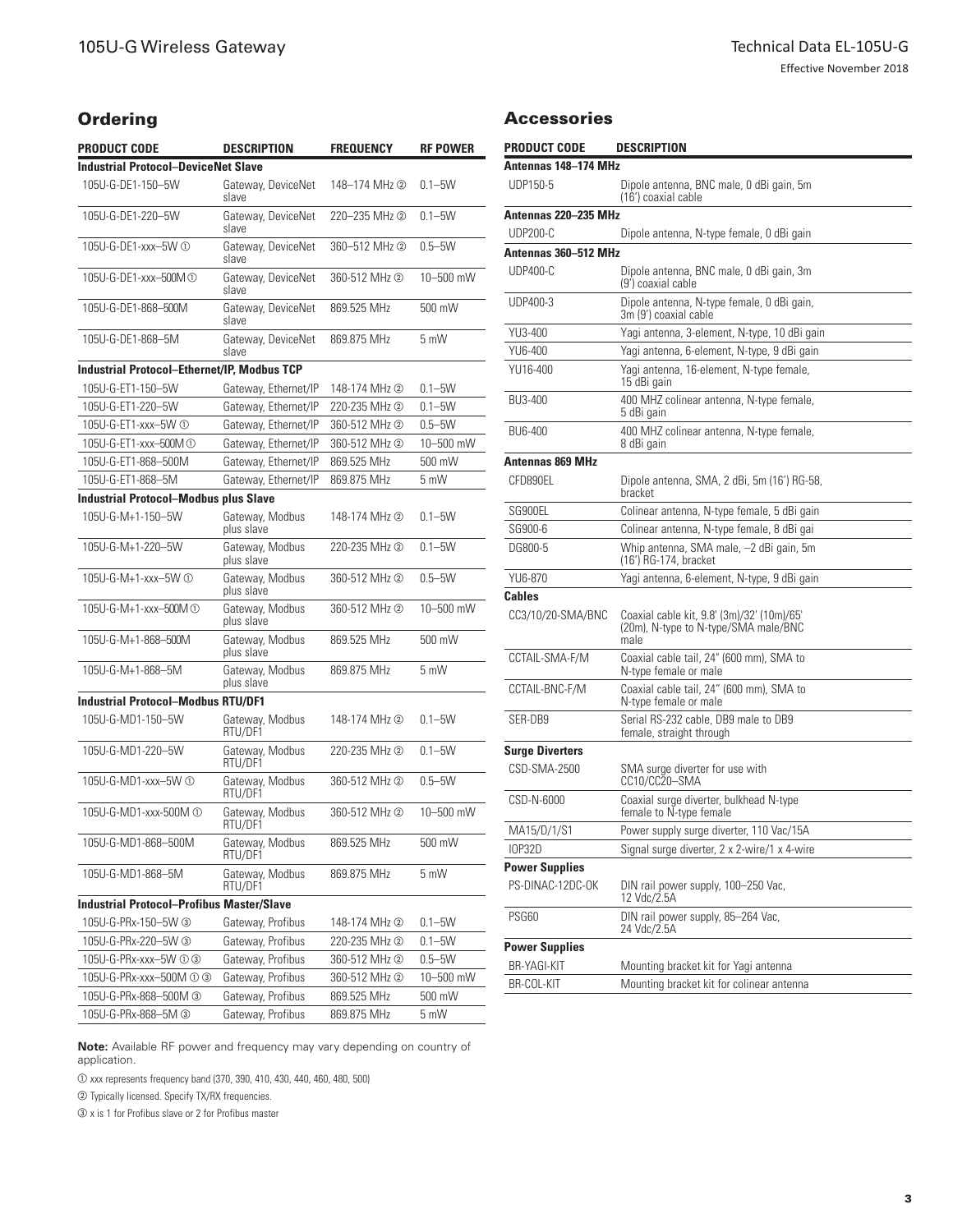## Ordering

| PRODUCT CODE | DESCRIPTION | FREQUENCY | RF POWER |
|---|---|---|---|
| **Industrial Protocol–DeviceNet Slave** | | | |
| 105U-G-DE1-150–5W | Gateway, DeviceNet slave | 148–174 MHz ② | 0.1–5W |
| 105U-G-DE1-220–5W | Gateway, DeviceNet slave | 220–235 MHz ② | 0.1–5W |
| 105U-G-DE1-xxx–5W ① | Gateway, DeviceNet slave | 360–512 MHz ② | 0.5–5W |
| 105U-G-DE1-xxx–500M ① | Gateway, DeviceNet slave | 360-512 MHz ② | 10–500 mW |
| 105U-G-DE1-868–500M | Gateway, DeviceNet slave | 869.525 MHz | 500 mW |
| 105U-G-DE1-868–5M | Gateway, DeviceNet slave | 869.875 MHz | 5 mW |
| **Industrial Protocol–Ethernet/IP, Modbus TCP** | | | |
| 105U-G-ET1-150–5W | Gateway, Ethernet/IP | 148-174 MHz ② | 0.1–5W |
| 105U-G-ET1-220–5W | Gateway, Ethernet/IP | 220-235 MHz ② | 0.1–5W |
| 105U-G-ET1-xxx–5W ① | Gateway, Ethernet/IP | 360-512 MHz ② | 0.5–5W |
| 105U-G-ET1-xxx–500M ① | Gateway, Ethernet/IP | 360-512 MHz ② | 10–500 mW |
| 105U-G-ET1-868–500M | Gateway, Ethernet/IP | 869.525 MHz | 500 mW |
| 105U-G-ET1-868–5M | Gateway, Ethernet/IP | 869.875 MHz | 5 mW |
| **Industrial Protocol–Modbus plus Slave** | | | |
| 105U-G-M+1-150–5W | Gateway, Modbus plus slave | 148-174 MHz ② | 0.1–5W |
| 105U-G-M+1-220–5W | Gateway, Modbus plus slave | 220-235 MHz ② | 0.1–5W |
| 105U-G-M+1-xxx–5W ① | Gateway, Modbus plus slave | 360-512 MHz ② | 0.5–5W |
| 105U-G-M+1-xxx–500M ① | Gateway, Modbus plus slave | 360-512 MHz ② | 10–500 mW |
| 105U-G-M+1-868–500M | Gateway, Modbus plus slave | 869.525 MHz | 500 mW |
| 105U-G-M+1-868–5M | Gateway, Modbus plus slave | 869.875 MHz | 5 mW |
| **Industrial Protocol–Modbus RTU/DF1** | | | |
| 105U-G-MD1-150–5W | Gateway, Modbus RTU/DF1 | 148-174 MHz ② | 0.1–5W |
| 105U-G-MD1-220–5W | Gateway, Modbus RTU/DF1 | 220-235 MHz ② | 0.1–5W |
| 105U-G-MD1-xxx–5W ① | Gateway, Modbus RTU/DF1 | 360-512 MHz ② | 0.5–5W |
| 105U-G-MD1-xxx-500M ① | Gateway, Modbus RTU/DF1 | 360-512 MHz ② | 10–500 mW |
| 105U-G-MD1-868–500M | Gateway, Modbus RTU/DF1 | 869.525 MHz | 500 mW |
| 105U-G-MD1-868–5M | Gateway, Modbus RTU/DF1 | 869.875 MHz | 5 mW |
| **Industrial Protocol–Profibus Master/Slave** | | | |
| 105U-G-PRx-150–5W ③ | Gateway, Profibus | 148-174 MHz ② | 0.1–5W |
| 105U-G-PRx-220–5W ③ | Gateway, Profibus | 220-235 MHz ② | 0.1–5W |
| 105U-G-PRx-xxx–5W ① ③ | Gateway, Profibus | 360-512 MHz ② | 0.5–5W |
| 105U-G-PRx-xxx–500M ① ③ | Gateway, Profibus | 360-512 MHz ② | 10–500 mW |
| 105U-G-PRx-868–500M ③ | Gateway, Profibus | 869.525 MHz | 500 mW |
| 105U-G-PRx-868–5M ③ | Gateway, Profibus | 869.875 MHz | 5 mW |

**Note:** Available RF power and frequency may vary depending on country of application.

① xxx represents frequency band (370, 390, 410, 430, 440, 460, 480, 500)

② Typically licensed. Specify TX/RX frequencies.

③ x is 1 for Profibus slave or 2 for Profibus master

## Accessories

| PRODUCT CODE | DESCRIPTION |
|---|---|
| **Antennas 148–174 MHz** | |
| UDP150-5 | Dipole antenna, BNC male, 0 dBi gain, 5m (16') coaxial cable |
| **Antennas 220–235 MHz** | |
| UDP200-C | Dipole antenna, N-type female, 0 dBi gain |
| **Antennas 360–512 MHz** | |
| UDP400-C | Dipole antenna, BNC male, 0 dBi gain, 3m (9') coaxial cable |
| UDP400-3 | Dipole antenna, N-type female, 0 dBi gain, 3m (9') coaxial cable |
| YU3-400 | Yagi antenna, 3-element, N-type, 10 dBi gain |
| YU6-400 | Yagi antenna, 6-element, N-type, 9 dBi gain |
| YU16-400 | Yagi antenna, 16-element, N-type female, 15 dBi gain |
| BU3-400 | 400 MHZ colinear antenna, N-type female, 5 dBi gain |
| BU6-400 | 400 MHZ colinear antenna, N-type female, 8 dBi gain |
| **Antennas 869 MHz** | |
| CFD890EL | Dipole antenna, SMA, 2 dBi, 5m (16') RG-58, bracket |
| SG900EL | Colinear antenna, N-type female, 5 dBi gain |
| SG900-6 | Colinear antenna, N-type female, 8 dBi gai |
| DG800-5 | Whip antenna, SMA male, –2 dBi gain, 5m (16') RG-174, bracket |
| YU6-870 | Yagi antenna, 6-element, N-type, 9 dBi gain |
| **Cables** | |
| CC3/10/20-SMA/BNC | Coaxial cable kit, 9.8' (3m)/32' (10m)/65' (20m), N-type to N-type/SMA male/BNC male |
| CCTAIL-SMA-F/M | Coaxial cable tail, 24" (600 mm), SMA to N-type female or male |
| CCTAIL-BNC-F/M | Coaxial cable tail, 24" (600 mm), SMA to N-type female or male |
| SER-DB9 | Serial RS-232 cable, DB9 male to DB9 female, straight through |
| **Surge Diverters** | |
| CSD-SMA-2500 | SMA surge diverter for use with CC10/CC20–SMA |
| CSD-N-6000 | Coaxial surge diverter, bulkhead N-type female to N-type female |
| MA15/D/1/S1 | Power supply surge diverter, 110 Vac/15A |
| IOP32D | Signal surge diverter, 2 x 2-wire/1 x 4-wire |
| **Power Supplies** | |
| PS-DINAC-12DC-OK | DIN rail power supply, 100–250 Vac, 12 Vdc/2.5A |
| PSG60 | DIN rail power supply, 85–264 Vac, 24 Vdc/2.5A |
| **Power Supplies** | |
| BR-YAGI-KIT | Mounting bracket kit for Yagi antenna |
| BR-COL-KIT | Mounting bracket kit for colinear antenna |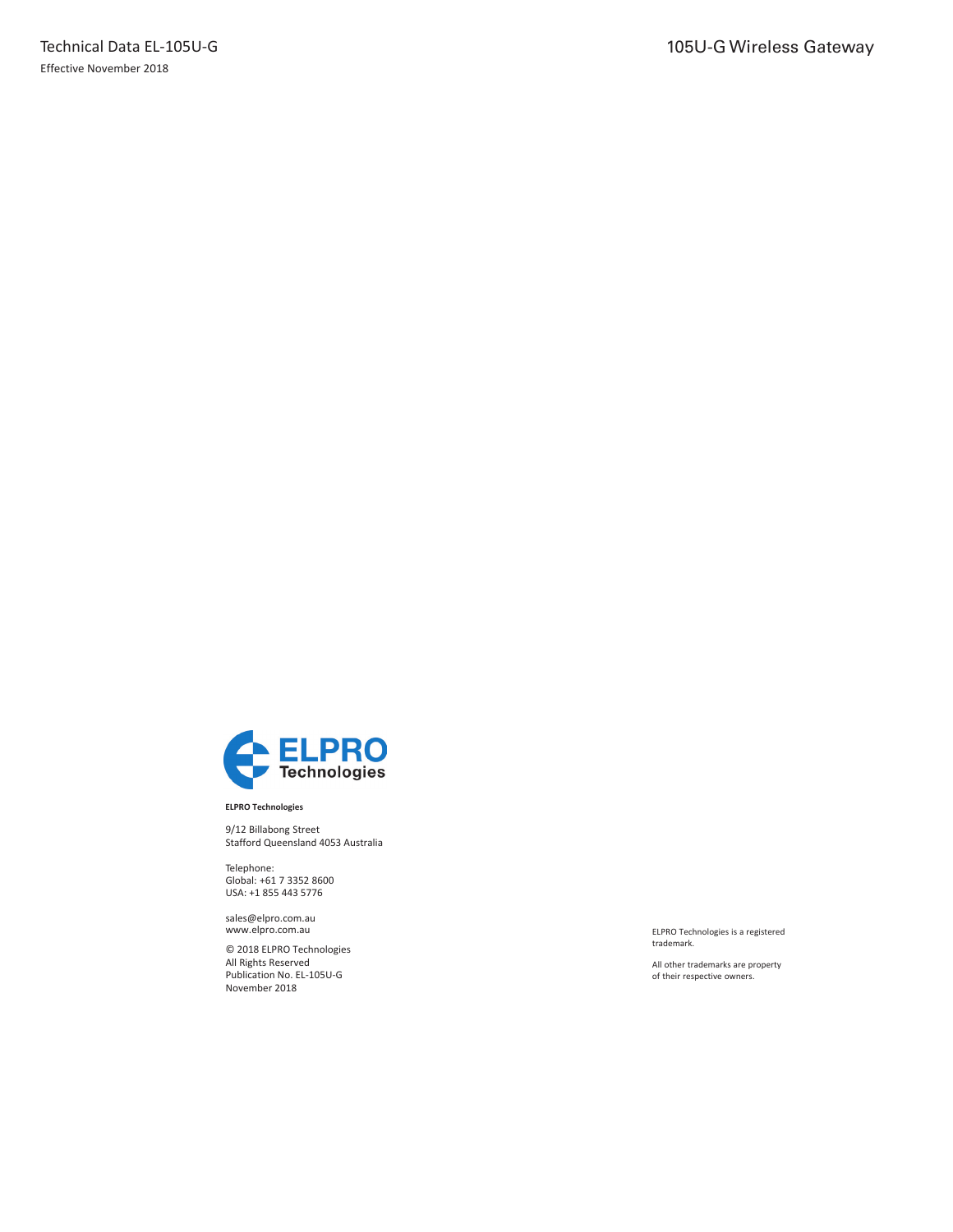**ELPRO Technologies**

9/12 Billabong Street
Stafford Queensland 4053 Australia

Telephone:
Global: +61 7 3352 8600
USA: +1 855 443 5776

sales@elpro.com.au
www.elpro.com.au

© 2018 ELPRO Technologies
All Rights Reserved
Publication No. EL-105U-G
November 2018

ELPRO Technologies is a registered trademark.

All other trademarks are property of their respective owners.